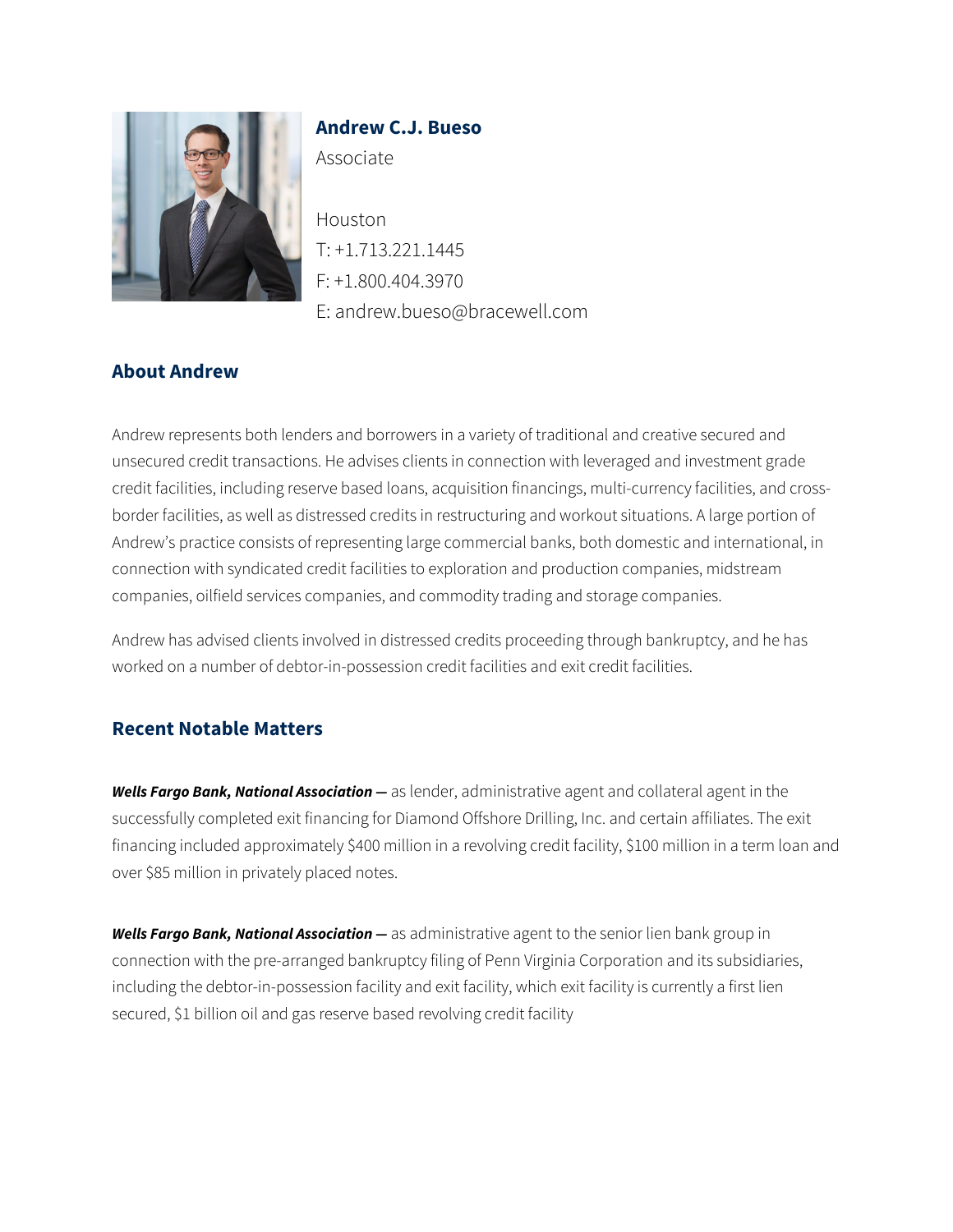# Andrew C.J. Bueso

Associate

Houston
T: +1.713.221.1445
F: +1.800.404.3970
E: andrew.bueso@bracewell.com

## About Andrew

Andrew represents both lenders and borrowers in a variety of traditional and creative secured and unsecured credit transactions. He advises clients in connection with leveraged and investment grade credit facilities, including reserve based loans, acquisition financings, multi-currency facilities, and cross-border facilities, as well as distressed credits in restructuring and workout situations. A large portion of Andrew's practice consists of representing large commercial banks, both domestic and international, in connection with syndicated credit facilities to exploration and production companies, midstream companies, oilfield services companies, and commodity trading and storage companies.

Andrew has advised clients involved in distressed credits proceeding through bankruptcy, and he has worked on a number of debtor-in-possession credit facilities and exit credit facilities.

## Recent Notable Matters

***Wells Fargo Bank, National Association —*** as lender, administrative agent and collateral agent in the successfully completed exit financing for Diamond Offshore Drilling, Inc. and certain affiliates. The exit financing included approximately $400 million in a revolving credit facility, $100 million in a term loan and over $85 million in privately placed notes.

***Wells Fargo Bank, National Association —*** as administrative agent to the senior lien bank group in connection with the pre-arranged bankruptcy filing of Penn Virginia Corporation and its subsidiaries, including the debtor-in-possession facility and exit facility, which exit facility is currently a first lien secured, $1 billion oil and gas reserve based revolving credit facility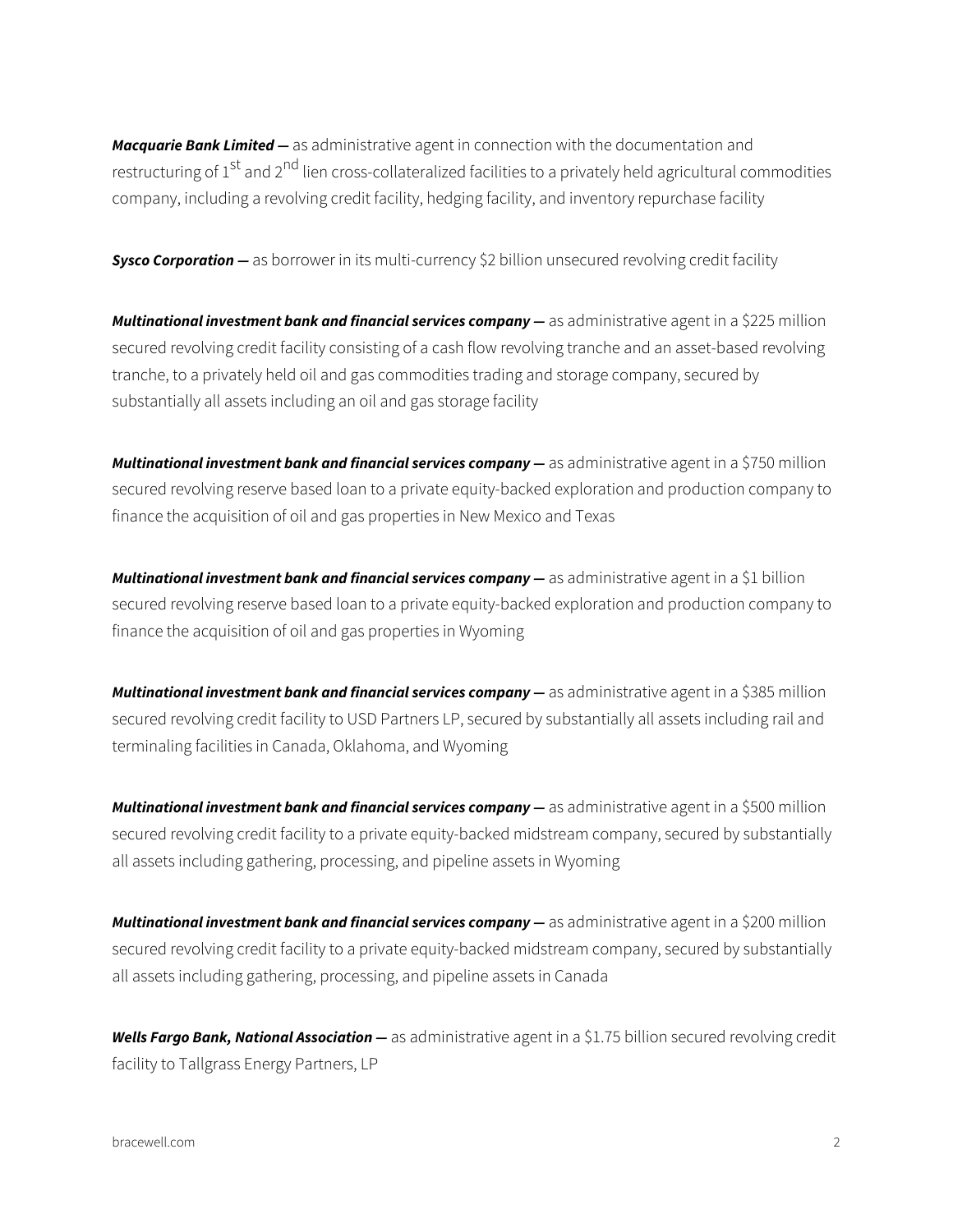***Macquarie Bank Limited —*** as administrative agent in connection with the documentation and restructuring of 1$^{st}$ and 2$^{nd}$ lien cross-collateralized facilities to a privately held agricultural commodities company, including a revolving credit facility, hedging facility, and inventory repurchase facility

***Sysco Corporation —*** as borrower in its multi-currency $2 billion unsecured revolving credit facility

***Multinational investment bank and financial services company —*** as administrative agent in a $225 million secured revolving credit facility consisting of a cash flow revolving tranche and an asset-based revolving tranche, to a privately held oil and gas commodities trading and storage company, secured by substantially all assets including an oil and gas storage facility

***Multinational investment bank and financial services company —*** as administrative agent in a $750 million secured revolving reserve based loan to a private equity-backed exploration and production company to finance the acquisition of oil and gas properties in New Mexico and Texas

***Multinational investment bank and financial services company —*** as administrative agent in a $1 billion secured revolving reserve based loan to a private equity-backed exploration and production company to finance the acquisition of oil and gas properties in Wyoming

***Multinational investment bank and financial services company —*** as administrative agent in a $385 million secured revolving credit facility to USD Partners LP, secured by substantially all assets including rail and terminaling facilities in Canada, Oklahoma, and Wyoming

***Multinational investment bank and financial services company —*** as administrative agent in a $500 million secured revolving credit facility to a private equity-backed midstream company, secured by substantially all assets including gathering, processing, and pipeline assets in Wyoming

***Multinational investment bank and financial services company —*** as administrative agent in a $200 million secured revolving credit facility to a private equity-backed midstream company, secured by substantially all assets including gathering, processing, and pipeline assets in Canada

***Wells Fargo Bank, National Association —*** as administrative agent in a $1.75 billion secured revolving credit facility to Tallgrass Energy Partners, LP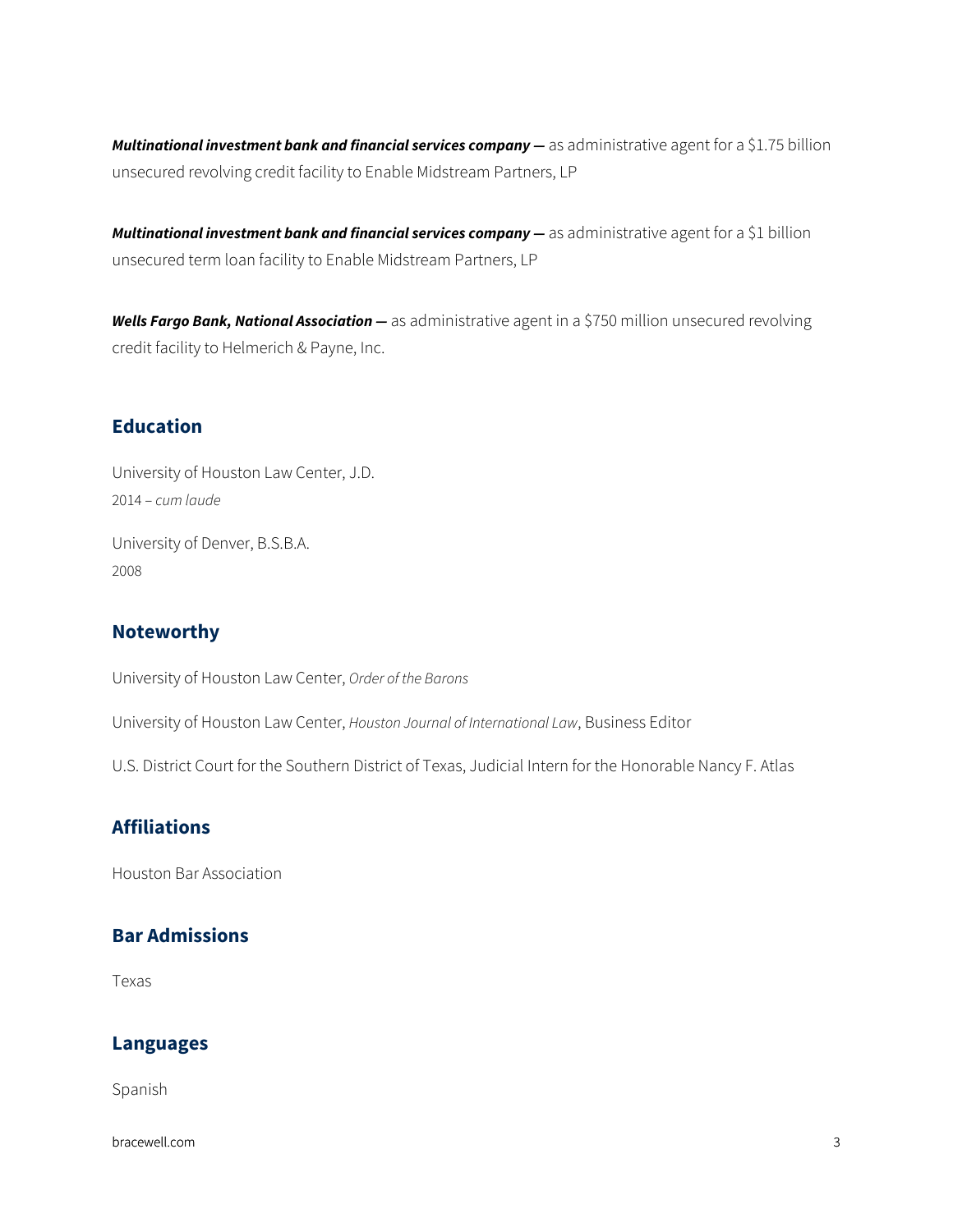***Multinational investment bank and financial services company —*** as administrative agent for a $1.75 billion unsecured revolving credit facility to Enable Midstream Partners, LP

***Multinational investment bank and financial services company —*** as administrative agent for a $1 billion unsecured term loan facility to Enable Midstream Partners, LP

***Wells Fargo Bank, National Association —*** as administrative agent in a $750 million unsecured revolving credit facility to Helmerich & Payne, Inc.

## Education

University of Houston Law Center, J.D.
2014 – *cum laude*

University of Denver, B.S.B.A.
2008

## Noteworthy

University of Houston Law Center, *Order of the Barons*

University of Houston Law Center, *Houston Journal of International Law*, Business Editor

U.S. District Court for the Southern District of Texas, Judicial Intern for the Honorable Nancy F. Atlas

## Affiliations

Houston Bar Association

## Bar Admissions

Texas

## Languages

Spanish